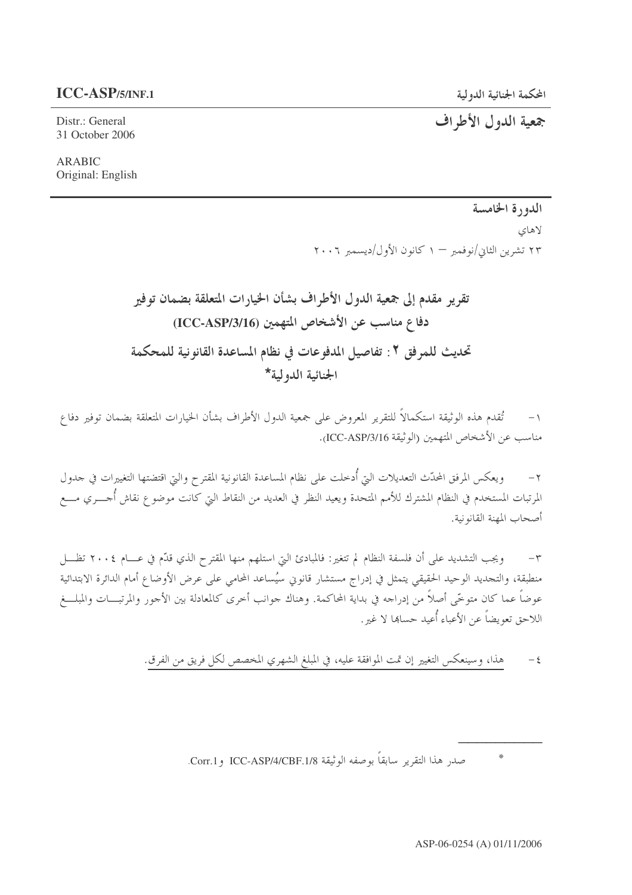**ICC-ASP/5/INF.1**

Distr.: General
31 October 2006

ARABIC
Original: English

المحكمة الجنائية الدولية

# جمعية الدول الأطراف

**الدورة الخامسة**

لاهاي

٢٣ تشرين الثاني/نوفمبر – ١ كانون الأول/ديسمبر ٢٠٠٦

## تقرير مقدم إلى جمعية الدول الأطراف بشأن الخيارات المتعلقة بضمان توفير دفاع مناسب عن الأشخاص المتهمين (ICC-ASP/3/16)

## تحديث للمرفق ٢: تفاصيل المدفوعات في نظام المساعدة القانونية للمحكمة الجنائية الدولية*

١- تُقدم هذه الوثيقة استكمالاً للتقرير المعروض على جمعية الدول الأطراف بشأن الخيارات المتعلقة بضمان توفير دفاع مناسب عن الأشخاص المتهمين (الوثيقة ICC-ASP/3/16).

٢- ويعكس المرفق المحدّث التعديلات التي أُدخلت على نظام المساعدة القانونية المقترح والتي اقتضتها التغييرات في جدول المرتبات المستخدم في النظام المشترك للأمم المتحدة ويعيد النظر في العديد من النقاط التي كانت موضوع نقاش أُجري مع أصحاب المهنة القانونية.

٣- ويجب التشديد على أن فلسفة النظام لم تتغير: فالمبادئ التي استلهم منها المقترح الذي قدّم في عام ٢٠٠٤ تظل منطبقة، والتجديد الوحيد الحقيقي يتمثل في إدراج مستشار قانوني سيُساعد المحامي على عرض الأوضاع أمام الدائرة الابتدائية عوضاً عما كان متوخّى أصلاً من إدراجه في بداية المحاكمة. وهناك جوانب أخرى كالمعادلة بين الأجور والمرتبات والمبلغ اللاحق تعويضاً عن الأعباء أُعيد حسابها لا غير.

٤- هذا، وسينعكس التغيير إن تمت الموافقة عليه، في المبلغ الشهري المخصص لكل فريق من الفرق.

---

* صدر هذا التقرير سابقاً بوصفه الوثيقة ICC-ASP/4/CBF.1/8 وCorr.1.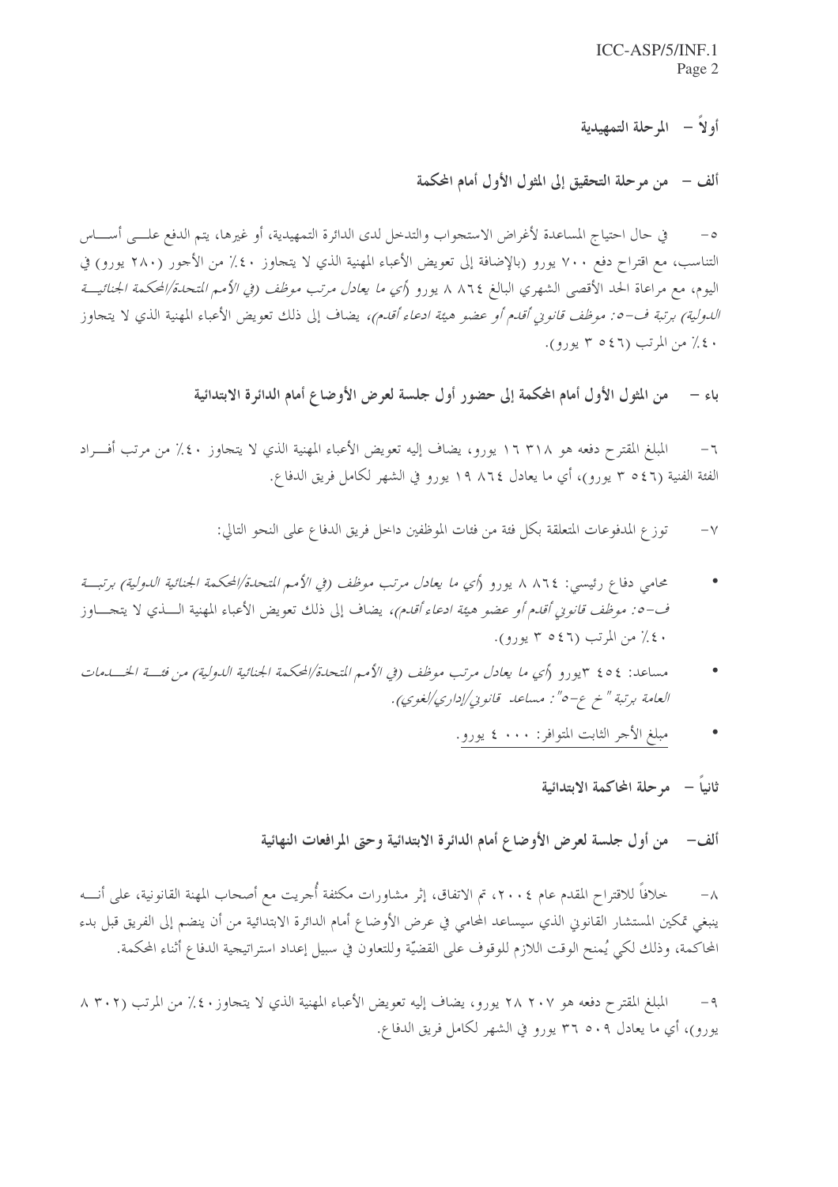## أولاً – المرحلة التمهيدية

### ألف – من مرحلة التحقيق إلى المثول الأول أمام المحكمة

٥- في حال احتياج المساعدة لأغراض الاستجواب والتدخل لدى الدائرة التمهيدية، أو غيرها، يتم الدفع على أساس التناسب، مع اقتراح دفع ٧٠٠ يورو (بالإضافة إلى تعويض الأعباء المهنية الذي لا يتجاوز ٤٠٪ من الأجور (٢٨٠ يورو) في اليوم، مع مراعاة الحد الأقصى الشهري البالغ ٨ ٨٦٤ يورو *(أي ما يعادل مرتب موظف (في الأمم المتحدة/المحكمة الجنائية الدولية) برتبة ف-٥: موظف قانوني أقدم أو عضو هيئة ادعاء أقدم)*، يضاف إلى ذلك تعويض الأعباء المهنية الذي لا يتجاوز ٤٠٪ من المرتب (٣ ٥٤٦ يورو).

### باء – من المثول الأول أمام المحكمة إلى حضور أول جلسة لعرض الأوضاع أمام الدائرة الابتدائية

٦- المبلغ المقترح دفعه هو ١٦ ٣١٨ يورو، يضاف إليه تعويض الأعباء المهنية الذي لا يتجاوز ٤٠٪ من مرتب أفراد الفئة الفنية (٣ ٥٤٦ يورو)، أي ما يعادل ١٩ ٨٦٤ يورو في الشهر لكامل فريق الدفاع.

٧- توزع المدفوعات المتعلقة بكل فئة من فئات الموظفين داخل فريق الدفاع على النحو التالي:

- محامي دفاع رئيسي: ٨ ٨٦٤ يورو *(أي ما يعادل مرتب موظف (في الأمم المتحدة/المحكمة الجنائية الدولية) برتبة ف-٥: موظف قانوني أقدم أو عضو هيئة ادعاء أقدم)*، يضاف إلى ذلك تعويض الأعباء المهنية الذي لا يتجاوز ٤٠٪ من المرتب (٣ ٥٤٦ يورو).
- مساعد: ٣ ٤٥٤ يورو *(أي ما يعادل مرتب موظف (في الأمم المتحدة/المحكمة الجنائية الدولية) من فئة الخدمات العامة برتبة "خ ع-٥": مساعد قانوني/إداري/لغوي)*.
- مبلغ الأجر الثابت المتوافر: ٤ ٠٠٠ يورو.

## ثانياً – مرحلة المحاكمة الابتدائية

### ألف– من أول جلسة لعرض الأوضاع أمام الدائرة الابتدائية وحتى المرافعات النهائية

٨- خلافاً للاقتراح المقدم عام ٢٠٠٤، تم الاتفاق، إثر مشاورات مكثفة أُجريت مع أصحاب المهنة القانونية، على أنه ينبغي تمكين المستشار القانوني الذي سيساعد المحامي في عرض الأوضاع أمام الدائرة الابتدائية من أن ينضم إلى الفريق قبل بدء المحاكمة، وذلك لكي يُمنح الوقت اللازم للوقوف على القضيّة وللتعاون في سبيل إعداد استراتيجية الدفاع أثناء المحكمة.

٩- المبلغ المقترح دفعه هو ٢٨ ٢٠٧ يورو، يضاف إليه تعويض الأعباء المهنية الذي لا يتجاوز٤٠٪ من المرتب (٨ ٣٠٢ يورو)، أي ما يعادل ٣٦ ٥٠٩ يورو في الشهر لكامل فريق الدفاع.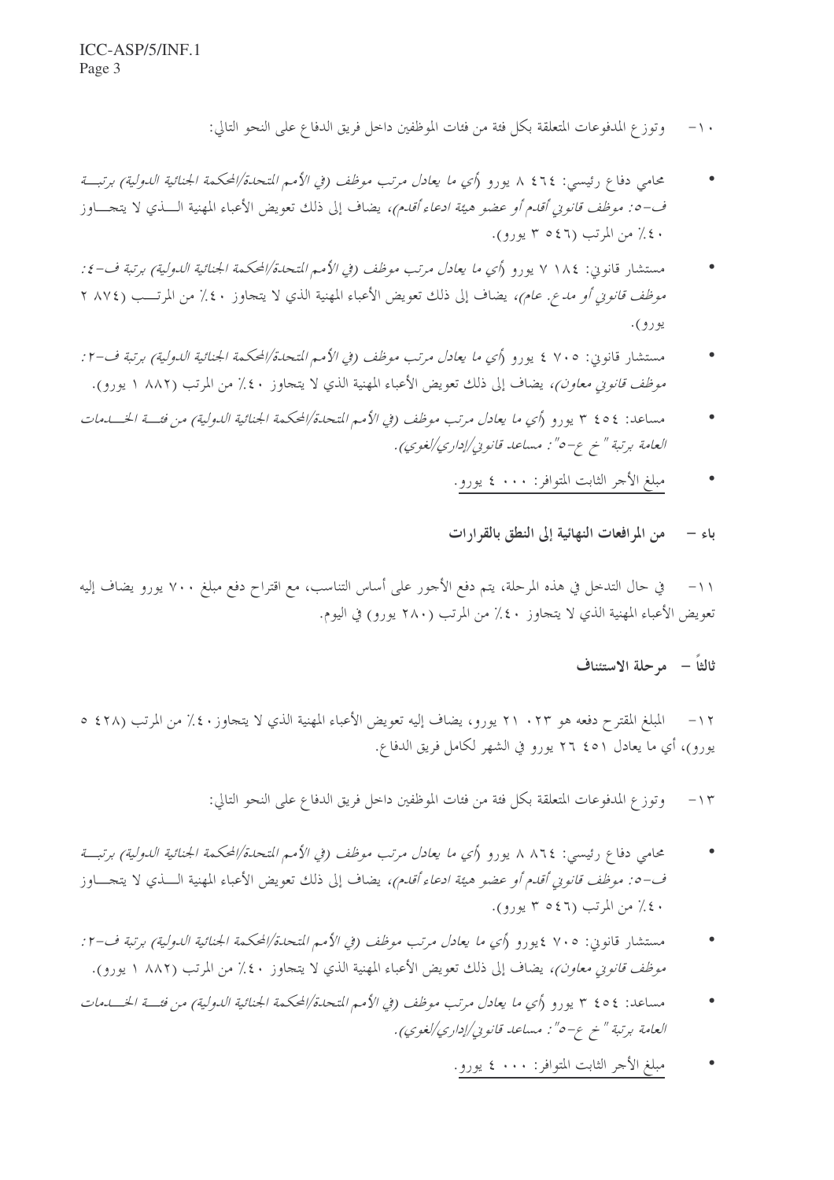١٠- وتوزع المدفوعات المتعلقة بكل فئة من فئات الموظفين داخل فريق الدفاع على النحو التالي:

- محامي دفاع رئيسي: ٨ ٤٦٤ يورو (*أي ما يعادل مرتب موظف (في الأمم المتحدة/المحكمة الجنائية الدولية) برتبة ف-٥: موظف قانوني أقدم أو عضو هيئة ادعاء أقدم*)، يضاف إلى ذلك تعويض الأعباء المهنية الذي لا يتجاوز ٤٠٪ من المرتب (٣ ٥٤٦ يورو).
- مستشار قانوني: ٧ ١٨٤ يورو (*أي ما يعادل مرتب موظف (في الأمم المتحدة/المحكمة الجنائية الدولية) برتبة ف-٤: موظف قانوني أو مدع. عام*)، يضاف إلى ذلك تعويض الأعباء المهنية الذي لا يتجاوز ٤٠٪ من المرتب (٢ ٨٧٤ يورو).
- مستشار قانوني: ٤ ٧٠٥ يورو (*أي ما يعادل مرتب موظف (في الأمم المتحدة/المحكمة الجنائية الدولية) برتبة ف-٢: موظف قانوني معاون*)، يضاف إلى ذلك تعويض الأعباء المهنية الذي لا يتجاوز ٤٠٪ من المرتب (١ ٨٨٢ يورو).
- مساعد: ٣ ٤٥٤ يورو (*أي ما يعادل مرتب موظف (في الأمم المتحدة/المحكمة الجنائية الدولية) من فئة الخدمات العامة برتبة " خ ع-٥": مساعد قانوني/إداري/لغوي)*.
- مبلغ الأجر الثابت المتوافر: ٤ ٠٠٠ يورو.

## باء - من المرافعات النهائية إلى النطق بالقرارات

١١- في حال التدخل في هذه المرحلة، يتم دفع الأجور على أساس التناسب، مع اقتراح دفع مبلغ ٧٠٠ يورو يضاف إليه تعويض الأعباء المهنية الذي لا يتجاوز ٤٠٪ من المرتب (٢٨٠ يورو) في اليوم.

## ثالثاً - مرحلة الاستئناف

١٢- المبلغ المقترح دفعه هو ٢١ ٠٢٣ يورو، يضاف إليه تعويض الأعباء المهنية الذي لا يتجاوز ٤٠٪ من المرتب (٥ ٤٢٨ يورو)، أي ما يعادل ٢٦ ٤٥١ يورو في الشهر لكامل فريق الدفاع.

١٣- وتوزع المدفوعات المتعلقة بكل فئة من فئات الموظفين داخل فريق الدفاع على النحو التالي:

- محامي دفاع رئيسي: ٨ ٨٦٤ يورو (*أي ما يعادل مرتب موظف (في الأمم المتحدة/المحكمة الجنائية الدولية) برتبة ف-٥: موظف قانوني أقدم أو عضو هيئة ادعاء أقدم*)، يضاف إلى ذلك تعويض الأعباء المهنية الذي لا يتجاوز ٤٠٪ من المرتب (٣ ٥٤٦ يورو).
- مستشار قانوني: ٤ ٧٠٥ يورو (*أي ما يعادل مرتب موظف (في الأمم المتحدة/المحكمة الجنائية الدولية) برتبة ف-٢: موظف قانوني معاون*)، يضاف إلى ذلك تعويض الأعباء المهنية الذي لا يتجاوز ٤٠٪ من المرتب (١ ٨٨٢ يورو).
- مساعد: ٣ ٤٥٤ يورو (*أي ما يعادل مرتب موظف (في الأمم المتحدة/المحكمة الجنائية الدولية) من فئة الخدمات العامة برتبة " خ ع-٥": مساعد قانوني/إداري/لغوي)*.
- مبلغ الأجر الثابت المتوافر: ٤ ٠٠٠ يورو.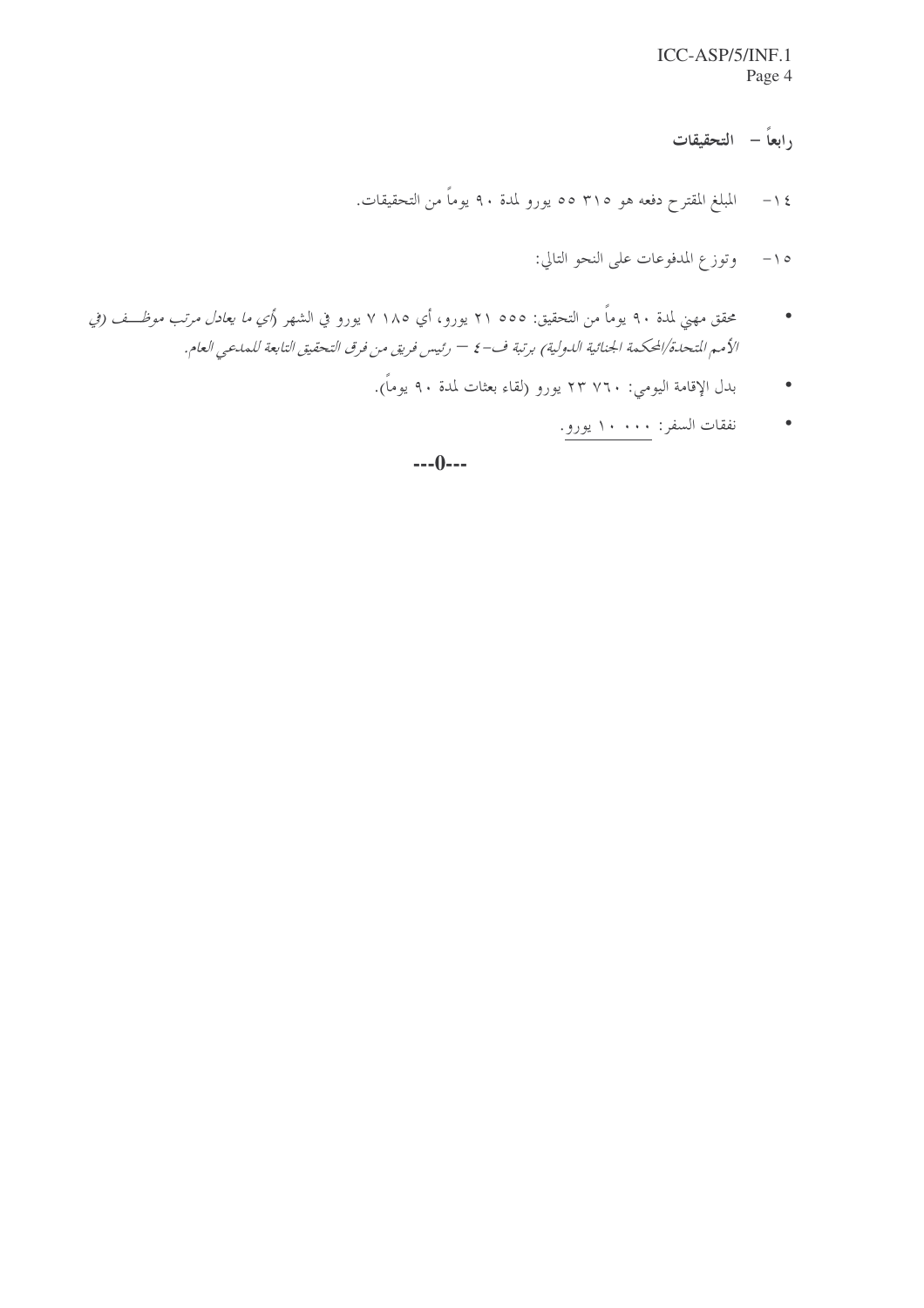## رابعاً – التحقيقات

١٤- المبلغ المقترح دفعه هو ٣١٥ ٥٥ يورو لمدة ٩٠ يوماً من التحقيقات.

١٥- وتوزع المدفوعات على النحو التالي:

- محقق مهني لمدة ٩٠ يوماً من التحقيق: ٥٥٥ ٢١ يورو، أي ١٨٥ ٧ يورو في الشهر *(أي ما يعادل مرتب موظف (في الأمم المتحدة/المحكمة الجنائية الدولية) برتبة ف-٤ – رئيس فريق من فرق التحقيق التابعة للمدعي العام.*
- بدل الإقامة اليومي: ٧٦٠ ٢٣ يورو (لقاء بعثات لمدة ٩٠ يوماً).
- نفقات السفر: ٠٠٠ ١٠ يورو.

---0---